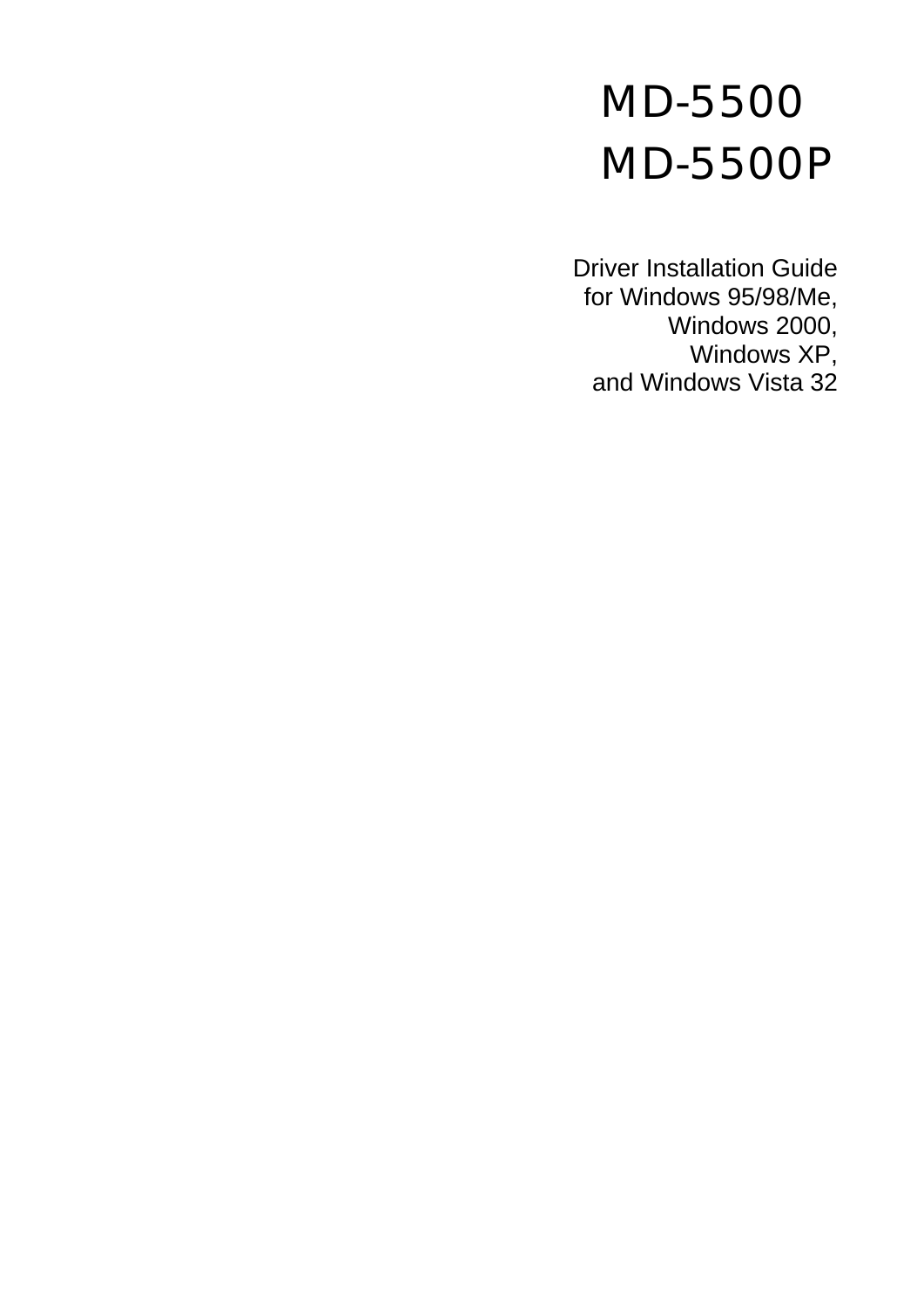# MD-5500
# MD-5500P

Driver Installation Guide
for Windows 95/98/Me,
Windows 2000,
Windows XP,
and Windows Vista 32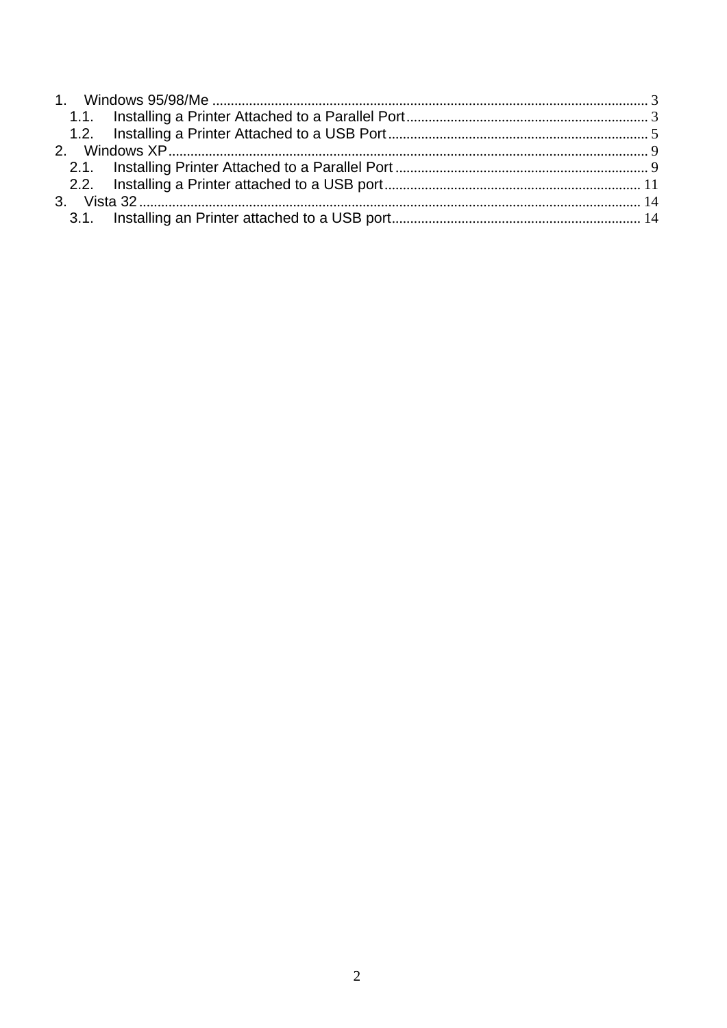1. Windows 95/98/Me ........................................................................................................ 3
   1.1. Installing a Printer Attached to a Parallel Port .................................................................. 3
   1.2. Installing a Printer Attached to a USB Port ........................................................................ 5
2. Windows XP ........................................................................................................................ 9
   2.1. Installing Printer Attached to a Parallel Port ........................................................................ 9
   2.2. Installing a Printer attached to a USB port ......................................................................... 11
3. Vista 32 .............................................................................................................................. 14
   3.1. Installing an Printer attached to a USB port ....................................................................... 14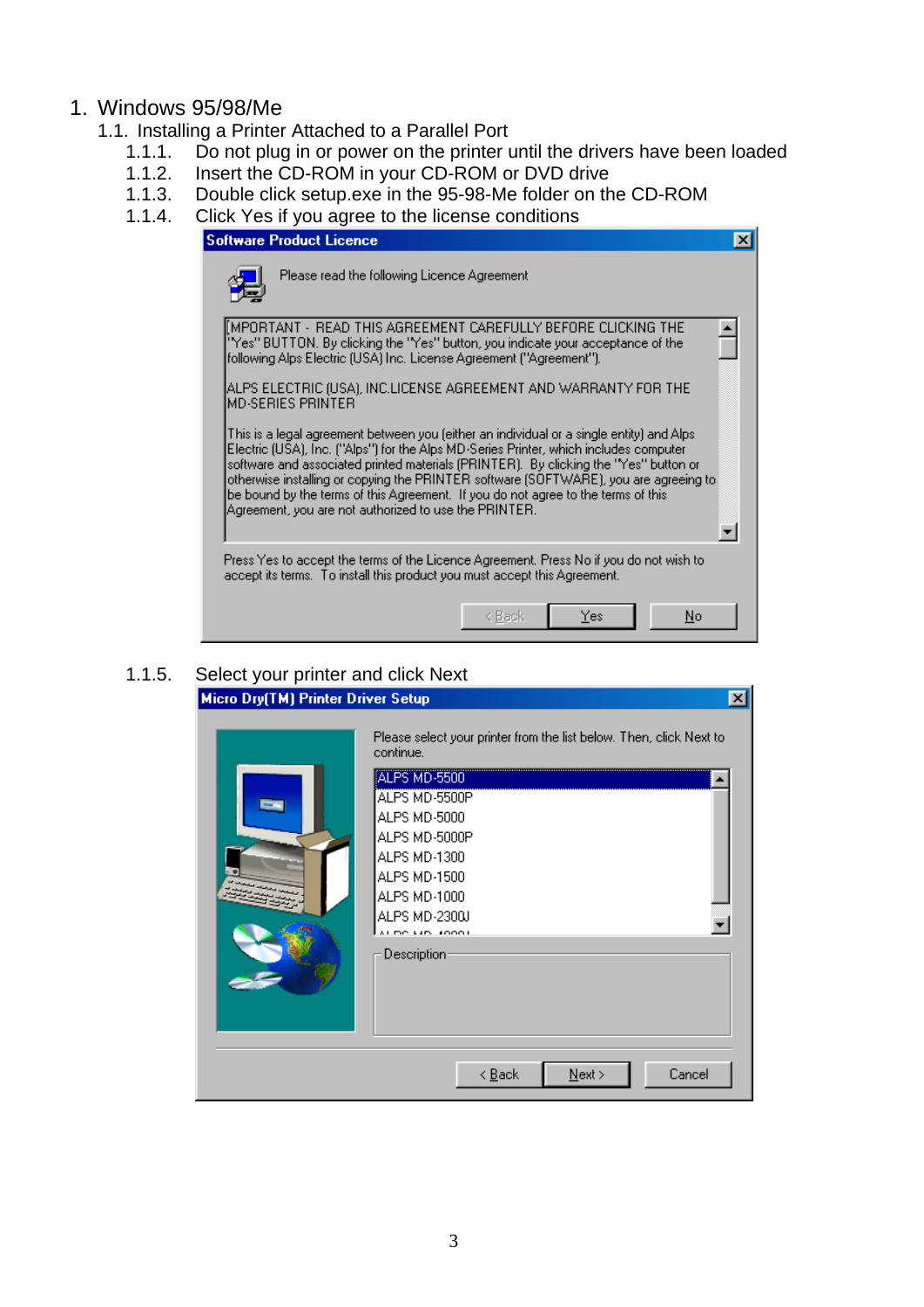# 1. Windows 95/98/Me

## 1.1. Installing a Printer Attached to a Parallel Port

1.1.1. Do not plug in or power on the printer until the drivers have been loaded

1.1.2. Insert the CD-ROM in your CD-ROM or DVD drive

1.1.3. Double click setup.exe in the 95-98-Me folder on the CD-ROM

1.1.4. Click Yes if you agree to the license conditions

1.1.5. Select your printer and click Next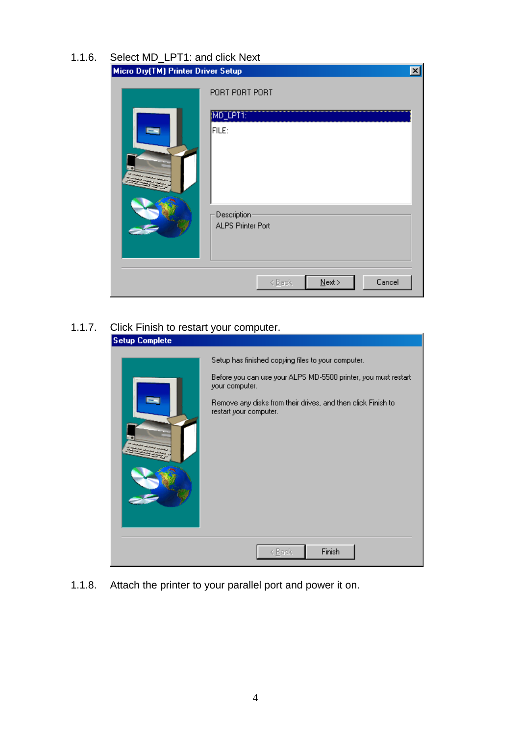1.1.6. Select MD_LPT1: and click Next

Micro Dry(TM) Printer Driver Setup

PORT PORT PORT

MD_LPT1:

FILE:

Description

ALPS Printer Port

< Back | Next > | Cancel

1.1.7. Click Finish to restart your computer.

Setup Complete

Setup has finished copying files to your computer.

Before you can use your ALPS MD-5500 printer, you must restart your computer.

Remove any disks from their drives, and then click Finish to restart your computer.

< Back | Finish

1.1.8. Attach the printer to your parallel port and power it on.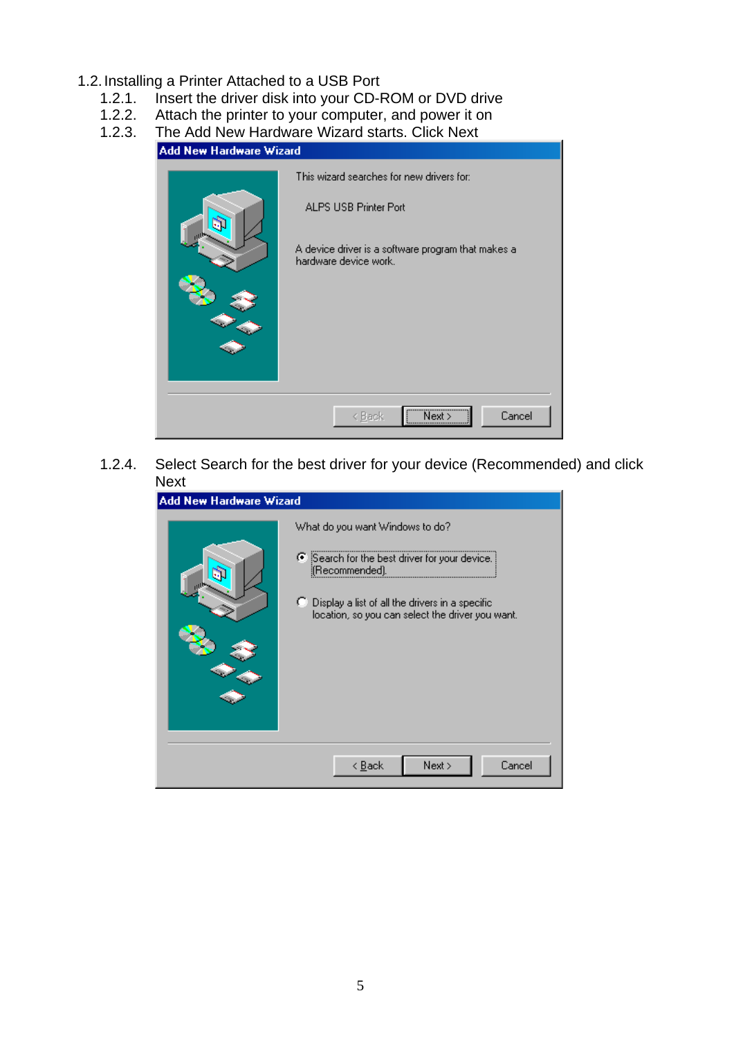## 1.2. Installing a Printer Attached to a USB Port

1.2.1. Insert the driver disk into your CD-ROM or DVD drive

1.2.2. Attach the printer to your computer, and power it on

1.2.3. The Add New Hardware Wizard starts. Click Next

Add New Hardware Wizard

This wizard searches for new drivers for:

ALPS USB Printer Port

A device driver is a software program that makes a hardware device work.

< Back | Next > | Cancel

1.2.4. Select Search for the best driver for your device (Recommended) and click Next

Add New Hardware Wizard

What do you want Windows to do?

- Search for the best driver for your device. (Recommended).
- Display a list of all the drivers in a specific location, so you can select the driver you want.

< Back | Next > | Cancel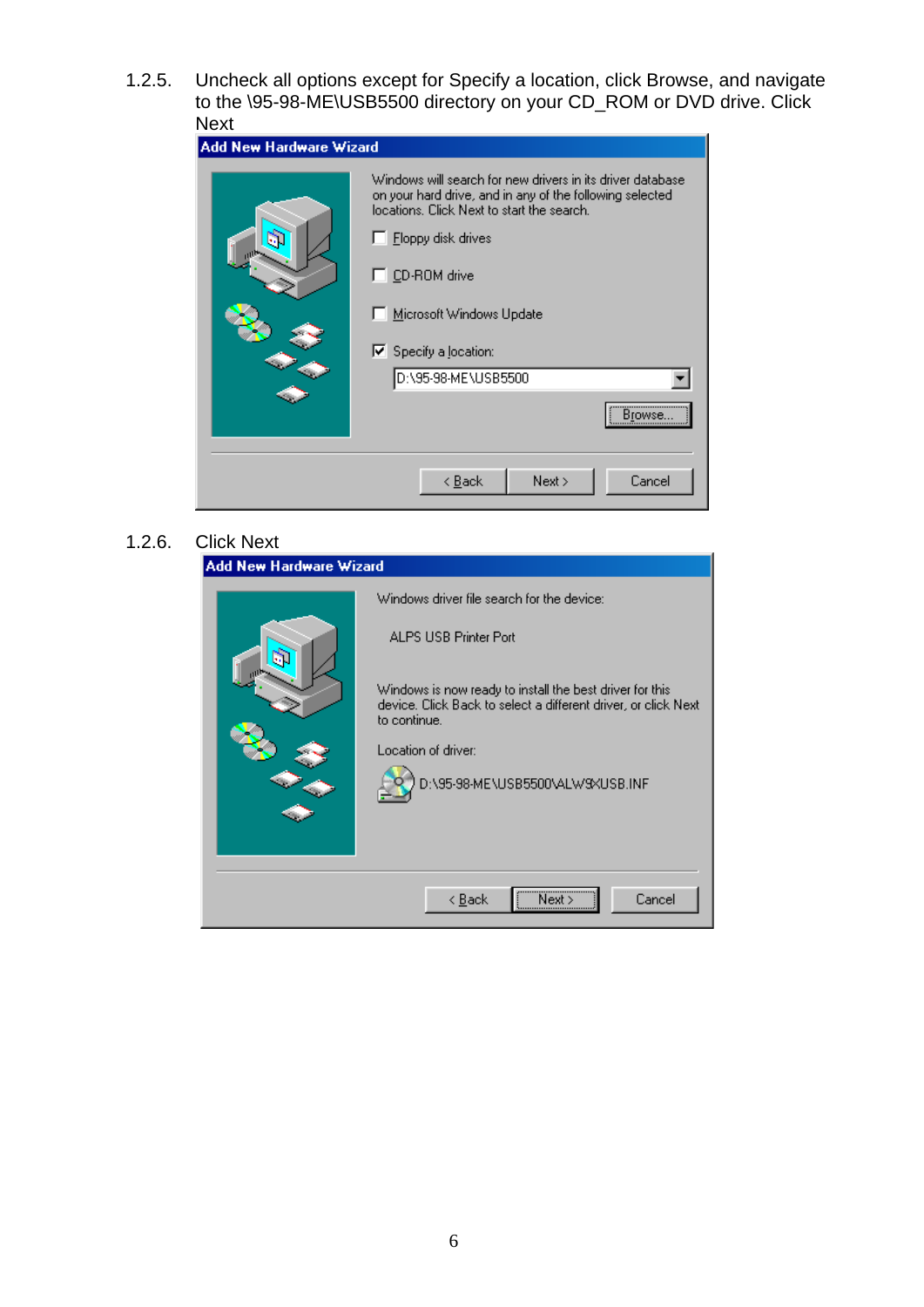1.2.5. Uncheck all options except for Specify a location, click Browse, and navigate to the \95-98-ME\USB5500 directory on your CD_ROM or DVD drive. Click Next

Add New Hardware Wizard

Windows will search for new drivers in its driver database on your hard drive, and in any of the following selected locations. Click Next to start the search.

- [ ] Floppy disk drives
- [ ] CD-ROM drive
- [ ] Microsoft Windows Update
- [x] Specify a location:

D:\95-98-ME\USB5500

Browse...

< Back | Next > | Cancel

1.2.6. Click Next

Add New Hardware Wizard

Windows driver file search for the device:

ALPS USB Printer Port

Windows is now ready to install the best driver for this device. Click Back to select a different driver, or click Next to continue.

Location of driver:

D:\95-98-ME\USB5500\ALW9XUSB.INF

< Back | Next > | Cancel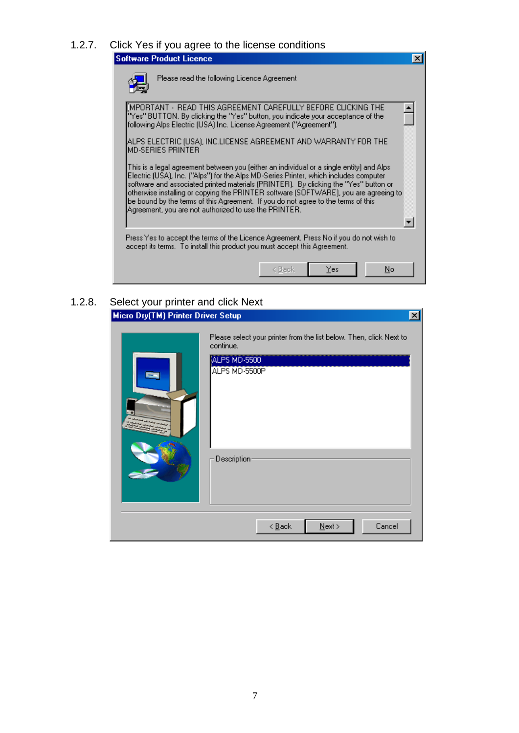1.2.7. Click Yes if you agree to the license conditions

**Software Product Licence**

Please read the following Licence Agreement

IMPORTANT - READ THIS AGREEMENT CAREFULLY BEFORE CLICKING THE "Yes" BUTTON. By clicking the "Yes" button, you indicate your acceptance of the following Alps Electric (USA) Inc. License Agreement ("Agreement").

ALPS ELECTRIC (USA), INC.LICENSE AGREEMENT AND WARRANTY FOR THE MD-SERIES PRINTER

This is a legal agreement between you (either an individual or a single entity) and Alps Electric (USA), Inc. ("Alps") for the Alps MD-Series Printer, which includes computer software and associated printed materials (PRINTER). By clicking the "Yes" button or otherwise installing or copying the PRINTER software (SOFTWARE), you are agreeing to be bound by the terms of this Agreement. If you do not agree to the terms of this Agreement, you are not authorized to use the PRINTER.

Press Yes to accept the terms of the Licence Agreement. Press No if you do not wish to accept its terms. To install this product you must accept this Agreement.

< Back | Yes | No

1.2.8. Select your printer and click Next

**Micro Dry(TM) Printer Driver Setup**

Please select your printer from the list below. Then, click Next to continue.

ALPS MD-5500
ALPS MD-5500P

Description

< Back | Next > | Cancel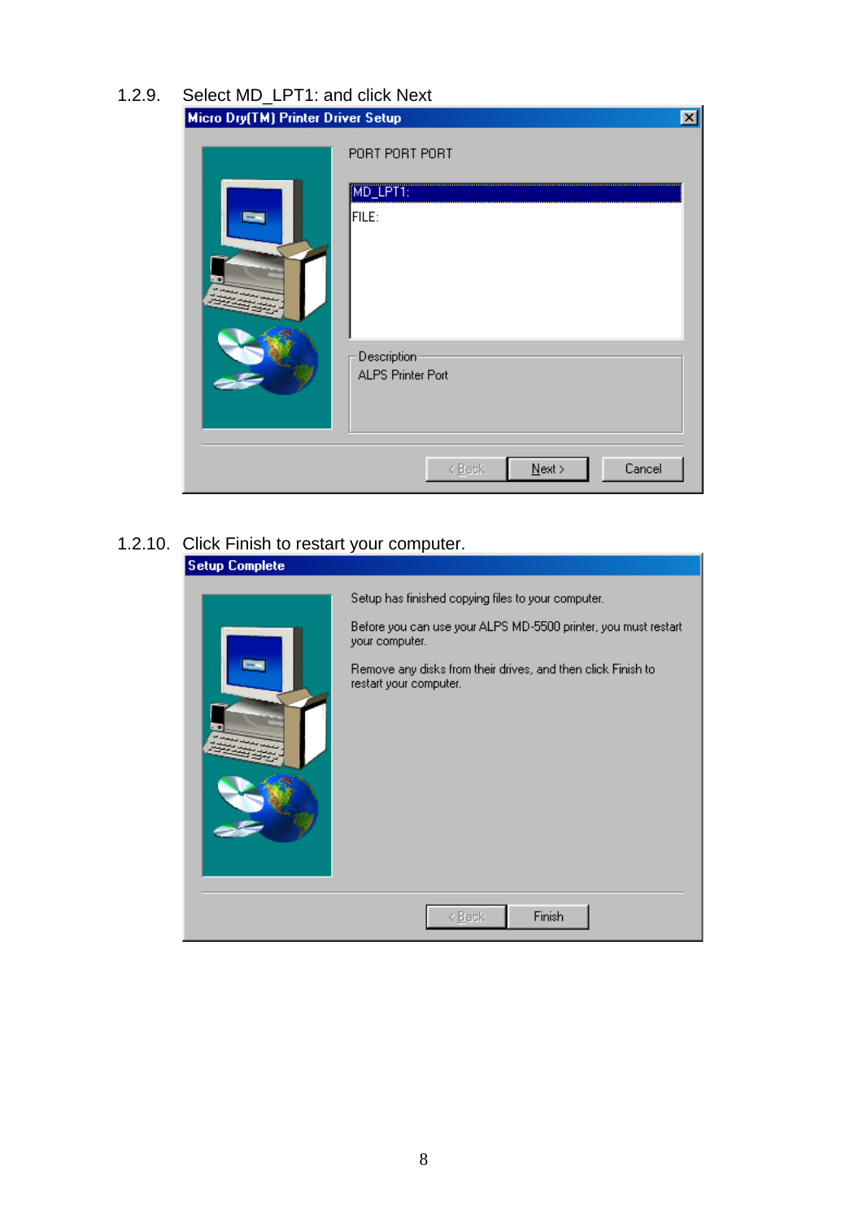1.2.9. Select MD_LPT1: and click Next

Micro Dry(TM) Printer Driver Setup

PORT PORT PORT

MD_LPT1:

FILE:

Description

ALPS Printer Port

< Back | Next > | Cancel

1.2.10. Click Finish to restart your computer.

Setup Complete

Setup has finished copying files to your computer.

Before you can use your ALPS MD-5500 printer, you must restart your computer.

Remove any disks from their drives, and then click Finish to restart your computer.

< Back | Finish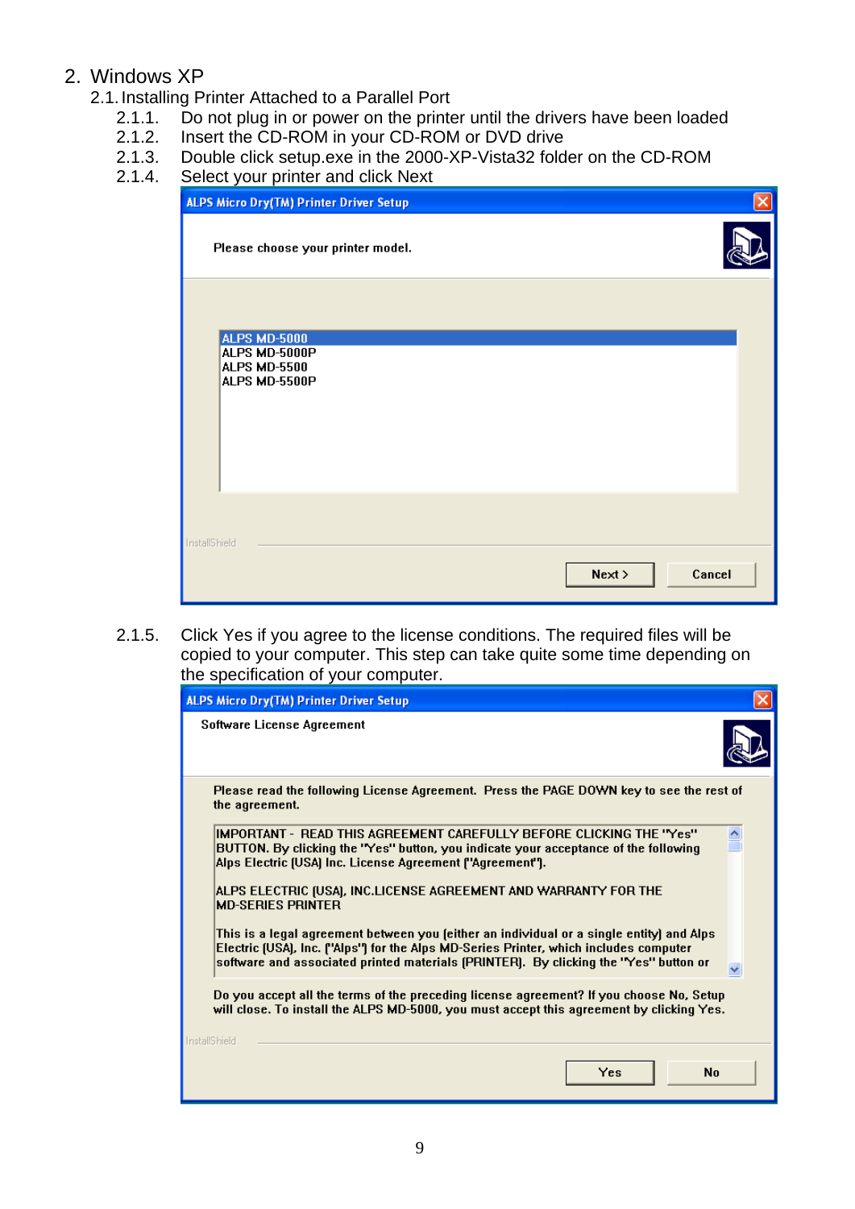## 2. Windows XP

### 2.1. Installing Printer Attached to a Parallel Port

2.1.1. Do not plug in or power on the printer until the drivers have been loaded

2.1.2. Insert the CD-ROM in your CD-ROM or DVD drive

2.1.3. Double click setup.exe in the 2000-XP-Vista32 folder on the CD-ROM

2.1.4. Select your printer and click Next

ALPS Micro Dry(TM) Printer Driver Setup

Please choose your printer model.

ALPS MD-5000
ALPS MD-5000P
ALPS MD-5500
ALPS MD-5500P

InstallShield

Next > Cancel

2.1.5. Click Yes if you agree to the license conditions. The required files will be copied to your computer. This step can take quite some time depending on the specification of your computer.

ALPS Micro Dry(TM) Printer Driver Setup

Software License Agreement

Please read the following License Agreement. Press the PAGE DOWN key to see the rest of the agreement.

IMPORTANT - READ THIS AGREEMENT CAREFULLY BEFORE CLICKING THE "Yes" BUTTON. By clicking the "Yes" button, you indicate your acceptance of the following Alps Electric (USA) Inc. License Agreement ("Agreement").

ALPS ELECTRIC (USA), INC.LICENSE AGREEMENT AND WARRANTY FOR THE MD-SERIES PRINTER

This is a legal agreement between you (either an individual or a single entity) and Alps Electric (USA), Inc. ("Alps") for the Alps MD-Series Printer, which includes computer software and associated printed materials (PRINTER). By clicking the "Yes" button or

Do you accept all the terms of the preceding license agreement? If you choose No, Setup will close. To install the ALPS MD-5000, you must accept this agreement by clicking Yes.

InstallShield

Yes No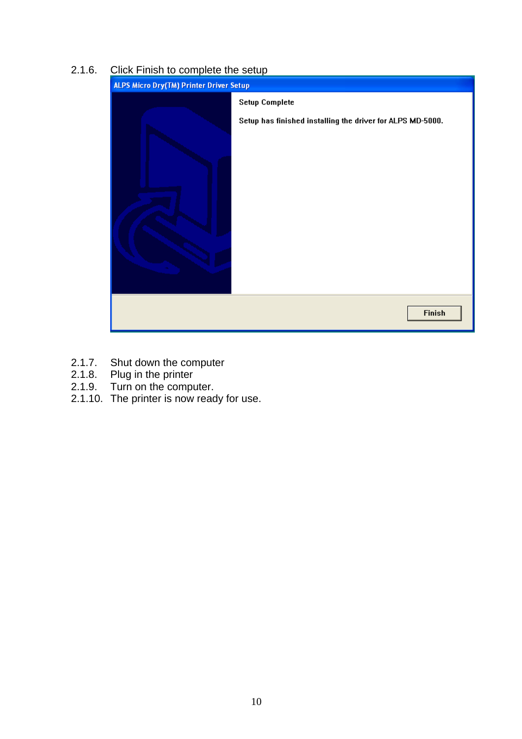2.1.6. Click Finish to complete the setup

ALPS Micro Dry(TM) Printer Driver Setup

Setup Complete

Setup has finished installing the driver for ALPS MD-5000.

Finish

2.1.7. Shut down the computer
2.1.8. Plug in the printer
2.1.9. Turn on the computer.
2.1.10. The printer is now ready for use.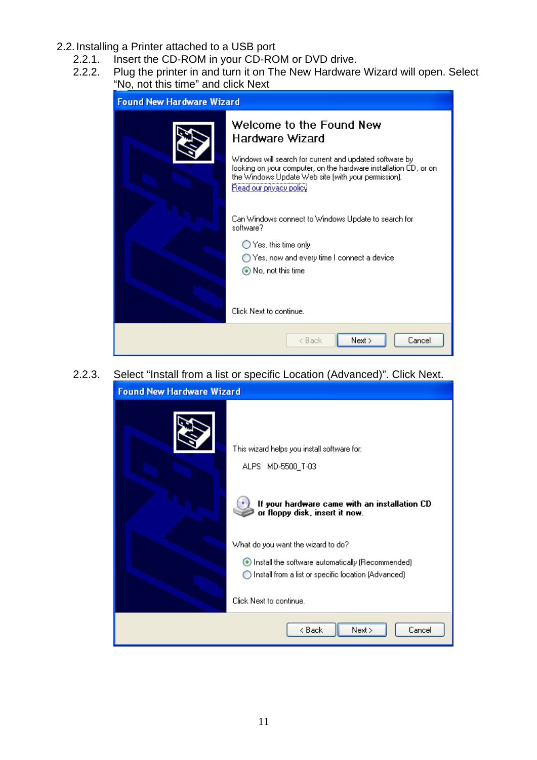## 2.2. Installing a Printer attached to a USB port

2.2.1. Insert the CD-ROM in your CD-ROM or DVD drive.

2.2.2. Plug the printer in and turn it on The New Hardware Wizard will open. Select "No, not this time" and click Next

Found New Hardware Wizard

Welcome to the Found New Hardware Wizard

Windows will search for current and updated software by looking on your computer, on the hardware installation CD, or on the Windows Update Web site (with your permission).

Read our privacy policy

Can Windows connect to Windows Update to search for software?

- Yes, this time only
- Yes, now and every time I connect a device
- No, not this time

Click Next to continue.

< Back | Next > | Cancel

2.2.3. Select "Install from a list or specific Location (Advanced)". Click Next.

Found New Hardware Wizard

This wizard helps you install software for:

ALPS MD-5500_T-03

**If your hardware came with an installation CD or floppy disk, insert it now.**

What do you want the wizard to do?

- Install the software automatically (Recommended)
- Install from a list or specific location (Advanced)

Click Next to continue.

< Back | Next > | Cancel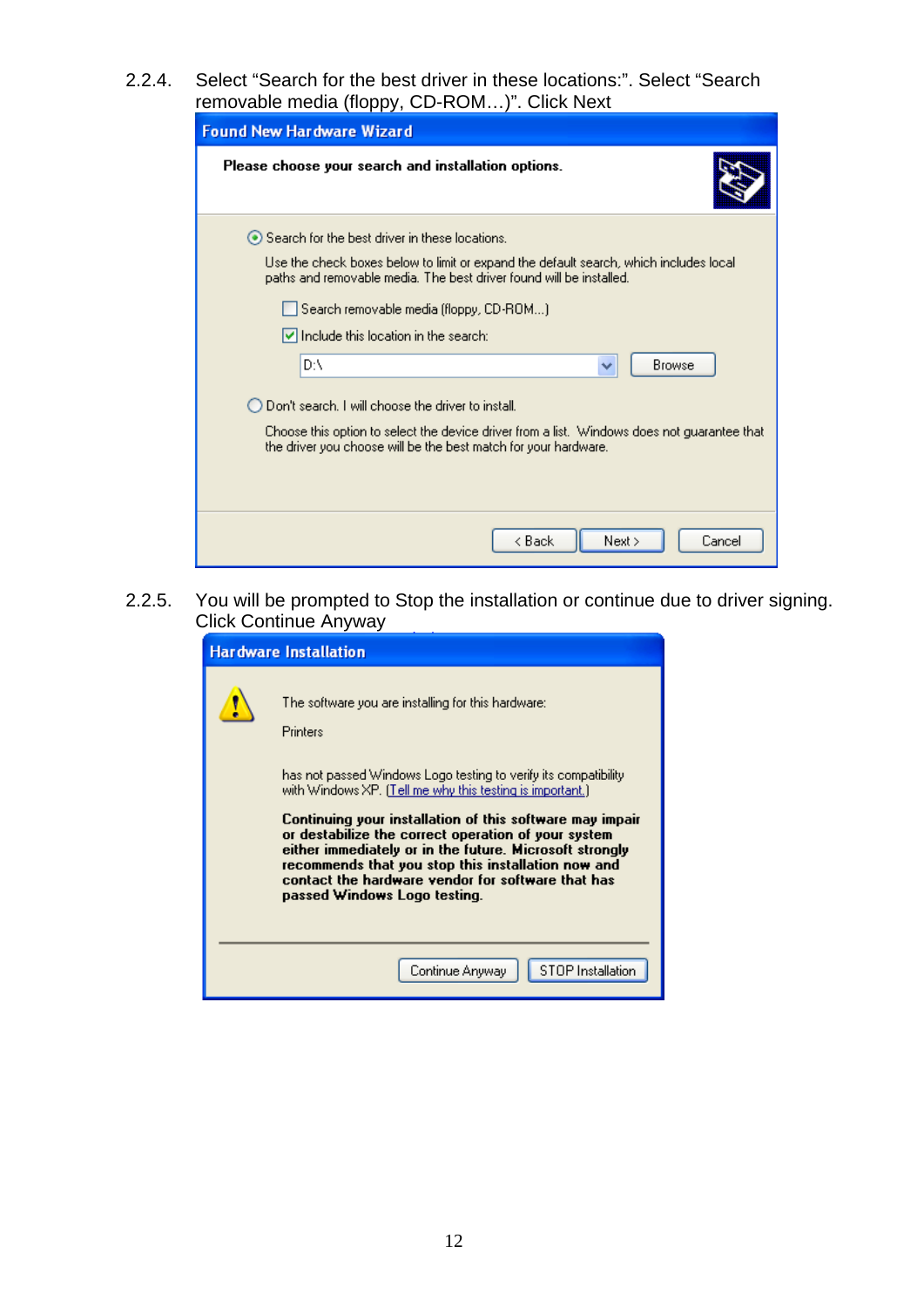2.2.4. Select “Search for the best driver in these locations:”. Select “Search removable media (floppy, CD-ROM…)”. Click Next

2.2.5. You will be prompted to Stop the installation or continue due to driver signing. Click Continue Anyway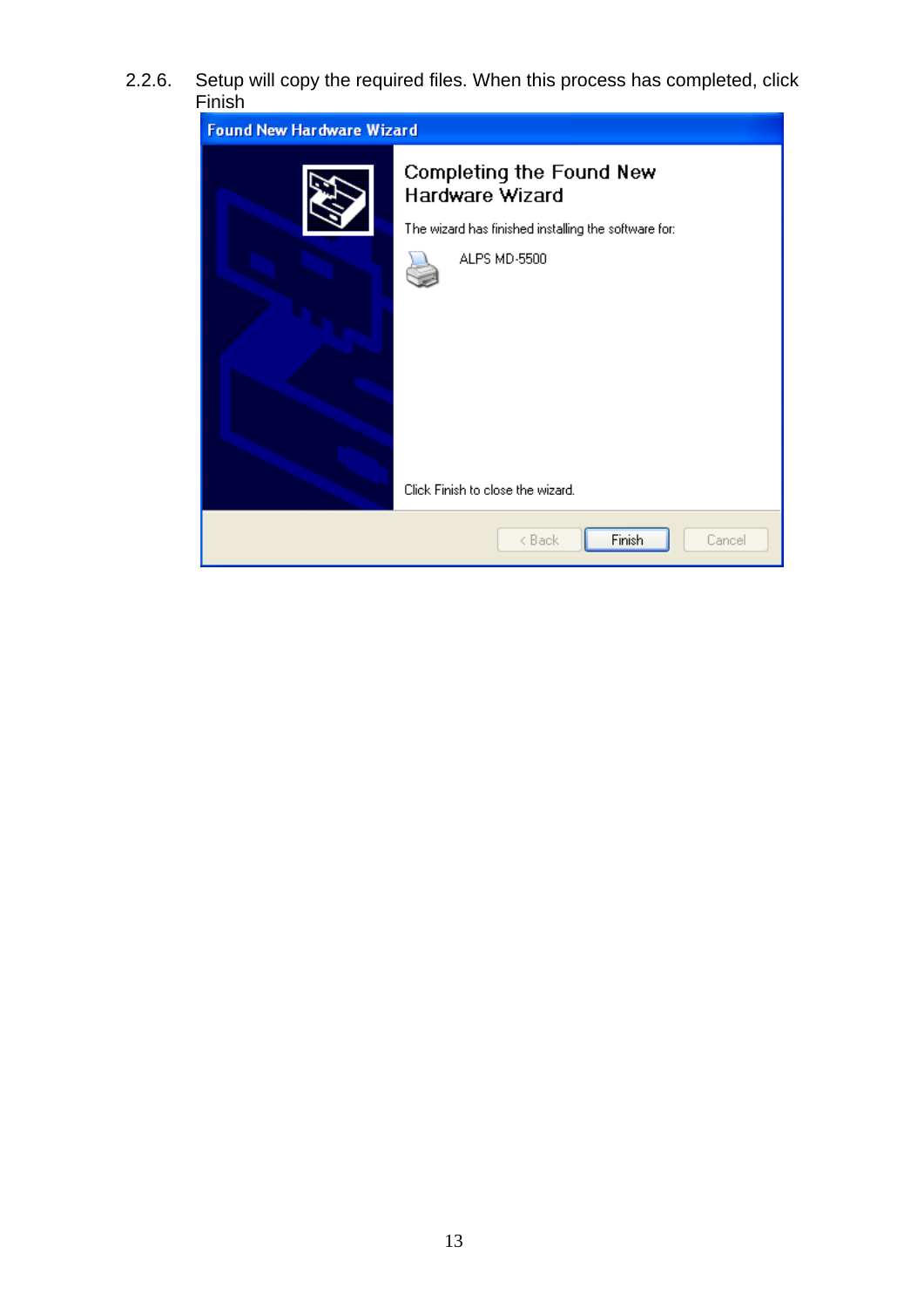2.2.6. Setup will copy the required files. When this process has completed, click Finish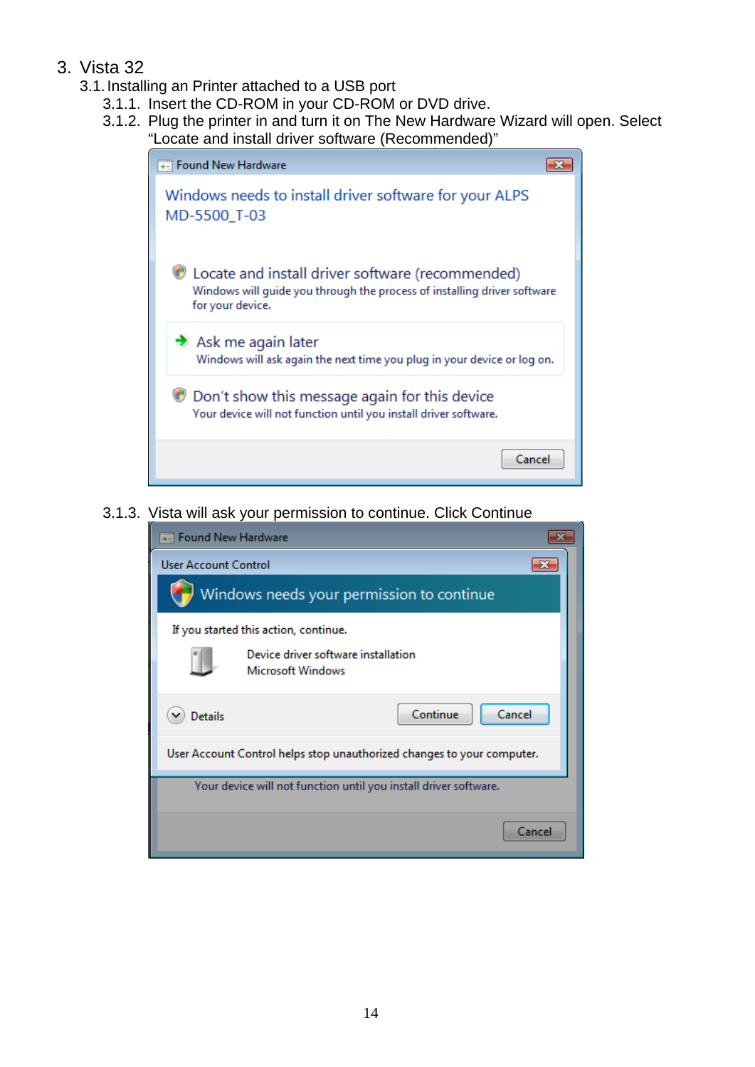## 3. Vista 32

### 3.1. Installing an Printer attached to a USB port

3.1.1. Insert the CD-ROM in your CD-ROM or DVD drive.

3.1.2. Plug the printer in and turn it on The New Hardware Wizard will open. Select "Locate and install driver software (Recommended)"

3.1.3. Vista will ask your permission to continue. Click Continue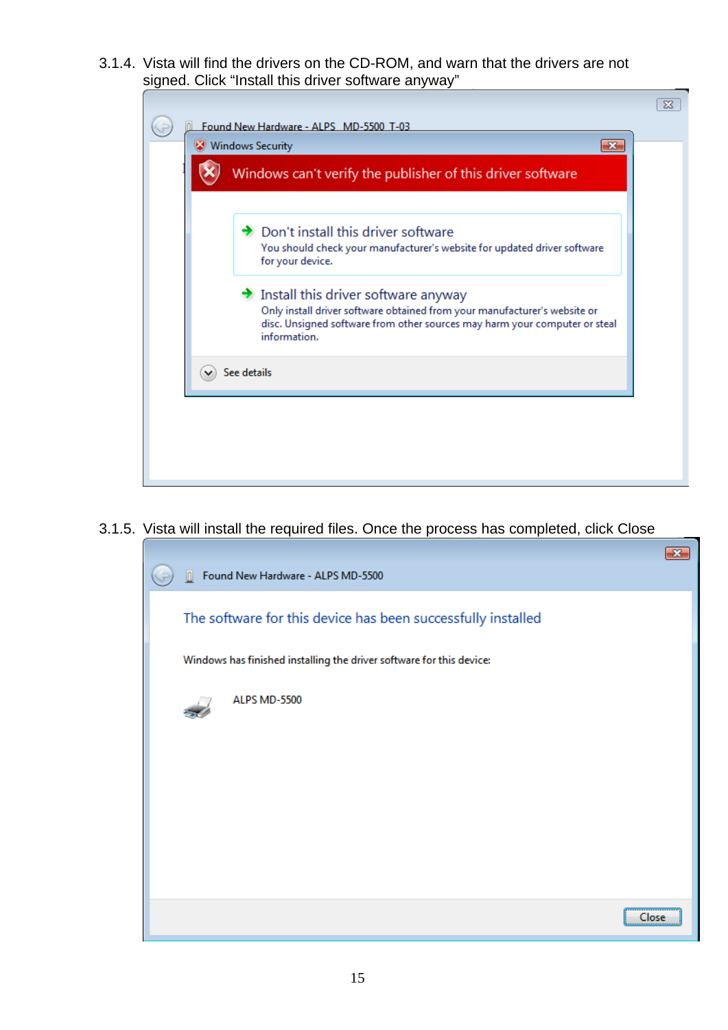3.1.4. Vista will find the drivers on the CD-ROM, and warn that the drivers are not signed. Click “Install this driver software anyway”

Found New Hardware - ALPS MD-5500 T-03

Windows Security

Windows can't verify the publisher of this driver software

Don't install this driver software
You should check your manufacturer's website for updated driver software for your device.

Install this driver software anyway
Only install driver software obtained from your manufacturer's website or disc. Unsigned software from other sources may harm your computer or steal information.

See details

3.1.5. Vista will install the required files. Once the process has completed, click Close

Found New Hardware - ALPS MD-5500

The software for this device has been successfully installed

Windows has finished installing the driver software for this device:

ALPS MD-5500

Close